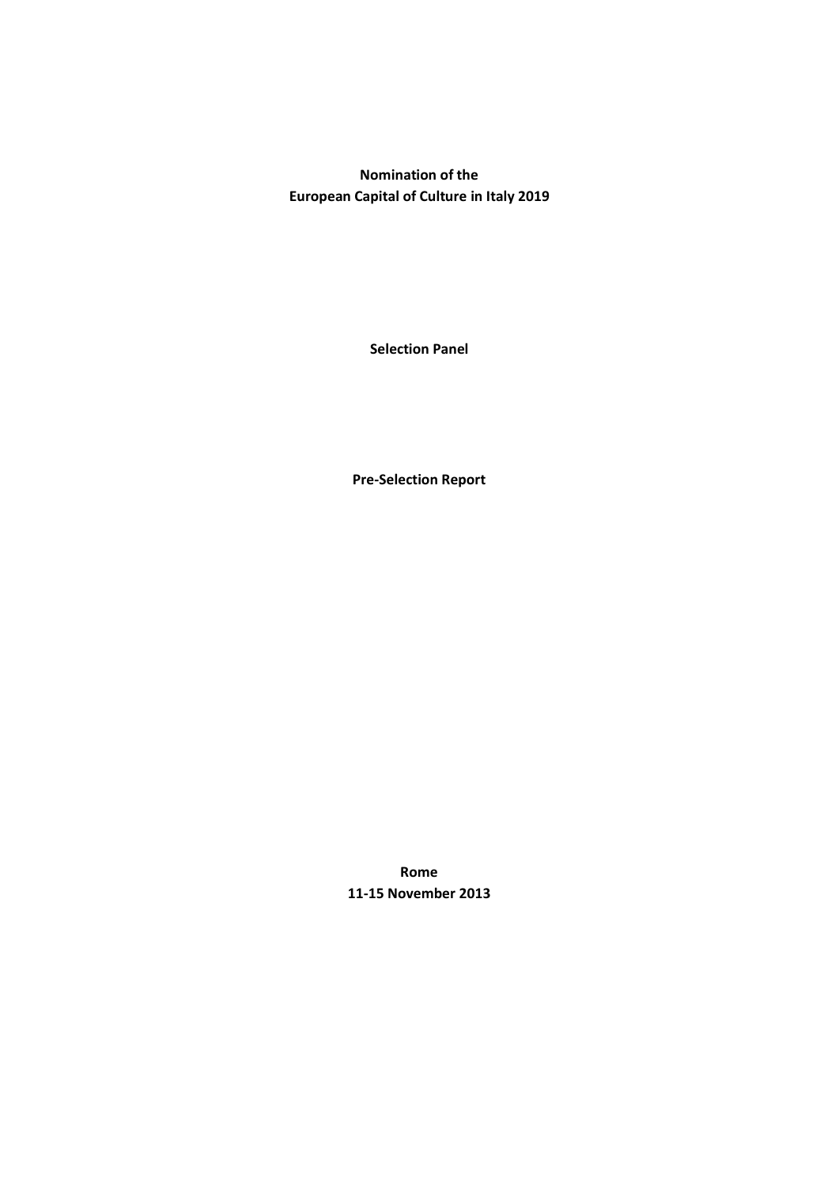**Nomination of the**
**European Capital of Culture in Italy 2019**

**Selection Panel**

**Pre-Selection Report**

**Rome**
**11-15 November 2013**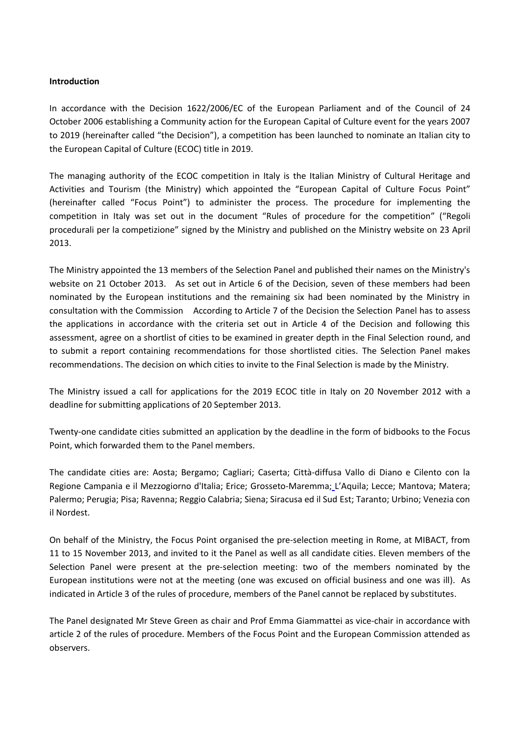**Introduction**

In accordance with the Decision 1622/2006/EC of the European Parliament and of the Council of 24 October 2006 establishing a Community action for the European Capital of Culture event for the years 2007 to 2019 (hereinafter called "the Decision"), a competition has been launched to nominate an Italian city to the European Capital of Culture (ECOC) title in 2019.

The managing authority of the ECOC competition in Italy is the Italian Ministry of Cultural Heritage and Activities and Tourism (the Ministry) which appointed the "European Capital of Culture Focus Point" (hereinafter called "Focus Point") to administer the process. The procedure for implementing the competition in Italy was set out in the document "Rules of procedure for the competition" ("Regoli procedurali per la competizione" signed by the Ministry and published on the Ministry website on 23 April 2013.

The Ministry appointed the 13 members of the Selection Panel and published their names on the Ministry's website on 21 October 2013. As set out in Article 6 of the Decision, seven of these members had been nominated by the European institutions and the remaining six had been nominated by the Ministry in consultation with the Commission According to Article 7 of the Decision the Selection Panel has to assess the applications in accordance with the criteria set out in Article 4 of the Decision and following this assessment, agree on a shortlist of cities to be examined in greater depth in the Final Selection round, and to submit a report containing recommendations for those shortlisted cities. The Selection Panel makes recommendations. The decision on which cities to invite to the Final Selection is made by the Ministry.

The Ministry issued a call for applications for the 2019 ECOC title in Italy on 20 November 2012 with a deadline for submitting applications of 20 September 2013.

Twenty-one candidate cities submitted an application by the deadline in the form of bidbooks to the Focus Point, which forwarded them to the Panel members.

The candidate cities are: Aosta; Bergamo; Cagliari; Caserta; Città-diffusa Vallo di Diano e Cilento con la Regione Campania e il Mezzogiorno d'Italia; Erice; Grosseto-Maremma; L'Aquila; Lecce; Mantova; Matera; Palermo; Perugia; Pisa; Ravenna; Reggio Calabria; Siena; Siracusa ed il Sud Est; Taranto; Urbino; Venezia con il Nordest.

On behalf of the Ministry, the Focus Point organised the pre-selection meeting in Rome, at MIBACT, from 11 to 15 November 2013, and invited to it the Panel as well as all candidate cities. Eleven members of the Selection Panel were present at the pre-selection meeting: two of the members nominated by the European institutions were not at the meeting (one was excused on official business and one was ill). As indicated in Article 3 of the rules of procedure, members of the Panel cannot be replaced by substitutes.

The Panel designated Mr Steve Green as chair and Prof Emma Giammattei as vice-chair in accordance with article 2 of the rules of procedure. Members of the Focus Point and the European Commission attended as observers.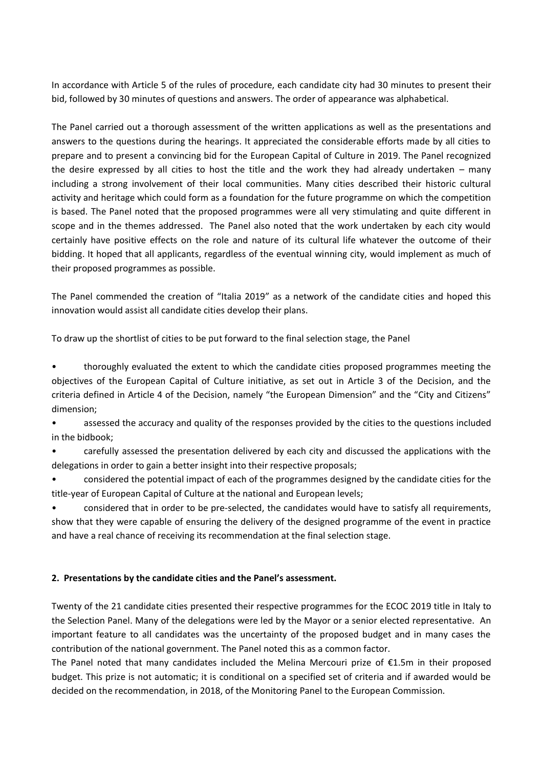In accordance with Article 5 of the rules of procedure, each candidate city had 30 minutes to present their bid, followed by 30 minutes of questions and answers. The order of appearance was alphabetical.

The Panel carried out a thorough assessment of the written applications as well as the presentations and answers to the questions during the hearings. It appreciated the considerable efforts made by all cities to prepare and to present a convincing bid for the European Capital of Culture in 2019. The Panel recognized the desire expressed by all cities to host the title and the work they had already undertaken – many including a strong involvement of their local communities. Many cities described their historic cultural activity and heritage which could form as a foundation for the future programme on which the competition is based. The Panel noted that the proposed programmes were all very stimulating and quite different in scope and in the themes addressed. The Panel also noted that the work undertaken by each city would certainly have positive effects on the role and nature of its cultural life whatever the outcome of their bidding. It hoped that all applicants, regardless of the eventual winning city, would implement as much of their proposed programmes as possible.

The Panel commended the creation of "Italia 2019" as a network of the candidate cities and hoped this innovation would assist all candidate cities develop their plans.

To draw up the shortlist of cities to be put forward to the final selection stage, the Panel

- thoroughly evaluated the extent to which the candidate cities proposed programmes meeting the objectives of the European Capital of Culture initiative, as set out in Article 3 of the Decision, and the criteria defined in Article 4 of the Decision, namely "the European Dimension" and the "City and Citizens" dimension;
- assessed the accuracy and quality of the responses provided by the cities to the questions included in the bidbook;
- carefully assessed the presentation delivered by each city and discussed the applications with the delegations in order to gain a better insight into their respective proposals;
- considered the potential impact of each of the programmes designed by the candidate cities for the title-year of European Capital of Culture at the national and European levels;
- considered that in order to be pre-selected, the candidates would have to satisfy all requirements, show that they were capable of ensuring the delivery of the designed programme of the event in practice and have a real chance of receiving its recommendation at the final selection stage.

**2. Presentations by the candidate cities and the Panel's assessment.**

Twenty of the 21 candidate cities presented their respective programmes for the ECOC 2019 title in Italy to the Selection Panel. Many of the delegations were led by the Mayor or a senior elected representative. An important feature to all candidates was the uncertainty of the proposed budget and in many cases the contribution of the national government. The Panel noted this as a common factor.

The Panel noted that many candidates included the Melina Mercouri prize of €1.5m in their proposed budget. This prize is not automatic; it is conditional on a specified set of criteria and if awarded would be decided on the recommendation, in 2018, of the Monitoring Panel to the European Commission.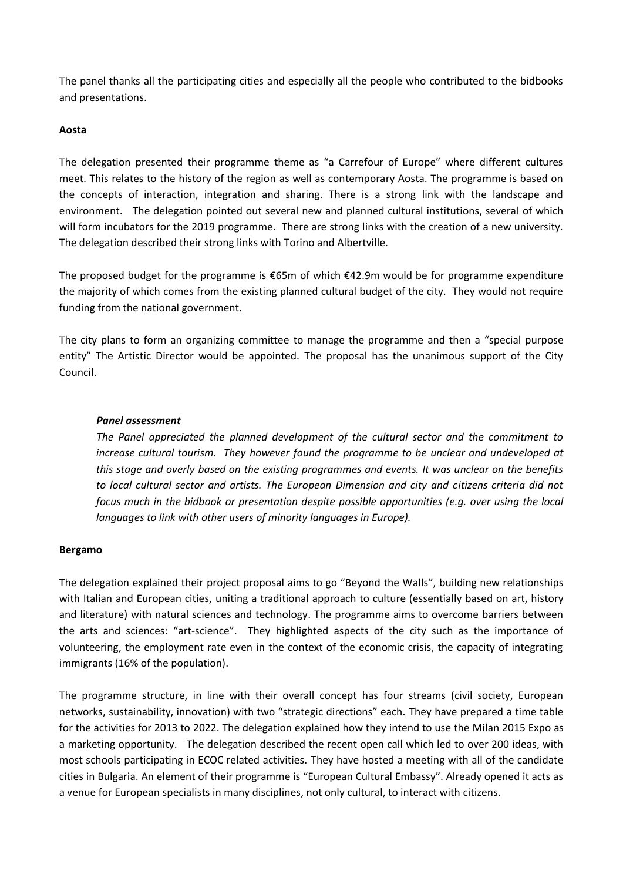The panel thanks all the participating cities and especially all the people who contributed to the bidbooks and presentations.

**Aosta**

The delegation presented their programme theme as "a Carrefour of Europe" where different cultures meet. This relates to the history of the region as well as contemporary Aosta. The programme is based on the concepts of interaction, integration and sharing. There is a strong link with the landscape and environment. The delegation pointed out several new and planned cultural institutions, several of which will form incubators for the 2019 programme. There are strong links with the creation of a new university. The delegation described their strong links with Torino and Albertville.

The proposed budget for the programme is €65m of which €42.9m would be for programme expenditure the majority of which comes from the existing planned cultural budget of the city. They would not require funding from the national government.

The city plans to form an organizing committee to manage the programme and then a "special purpose entity" The Artistic Director would be appointed. The proposal has the unanimous support of the City Council.

> ***Panel assessment***
>
> *The Panel appreciated the planned development of the cultural sector and the commitment to increase cultural tourism. They however found the programme to be unclear and undeveloped at this stage and overly based on the existing programmes and events. It was unclear on the benefits to local cultural sector and artists. The European Dimension and city and citizens criteria did not focus much in the bidbook or presentation despite possible opportunities (e.g. over using the local languages to link with other users of minority languages in Europe).*

**Bergamo**

The delegation explained their project proposal aims to go "Beyond the Walls", building new relationships with Italian and European cities, uniting a traditional approach to culture (essentially based on art, history and literature) with natural sciences and technology. The programme aims to overcome barriers between the arts and sciences: "art-science". They highlighted aspects of the city such as the importance of volunteering, the employment rate even in the context of the economic crisis, the capacity of integrating immigrants (16% of the population).

The programme structure, in line with their overall concept has four streams (civil society, European networks, sustainability, innovation) with two "strategic directions" each. They have prepared a time table for the activities for 2013 to 2022. The delegation explained how they intend to use the Milan 2015 Expo as a marketing opportunity. The delegation described the recent open call which led to over 200 ideas, with most schools participating in ECOC related activities. They have hosted a meeting with all of the candidate cities in Bulgaria. An element of their programme is "European Cultural Embassy". Already opened it acts as a venue for European specialists in many disciplines, not only cultural, to interact with citizens.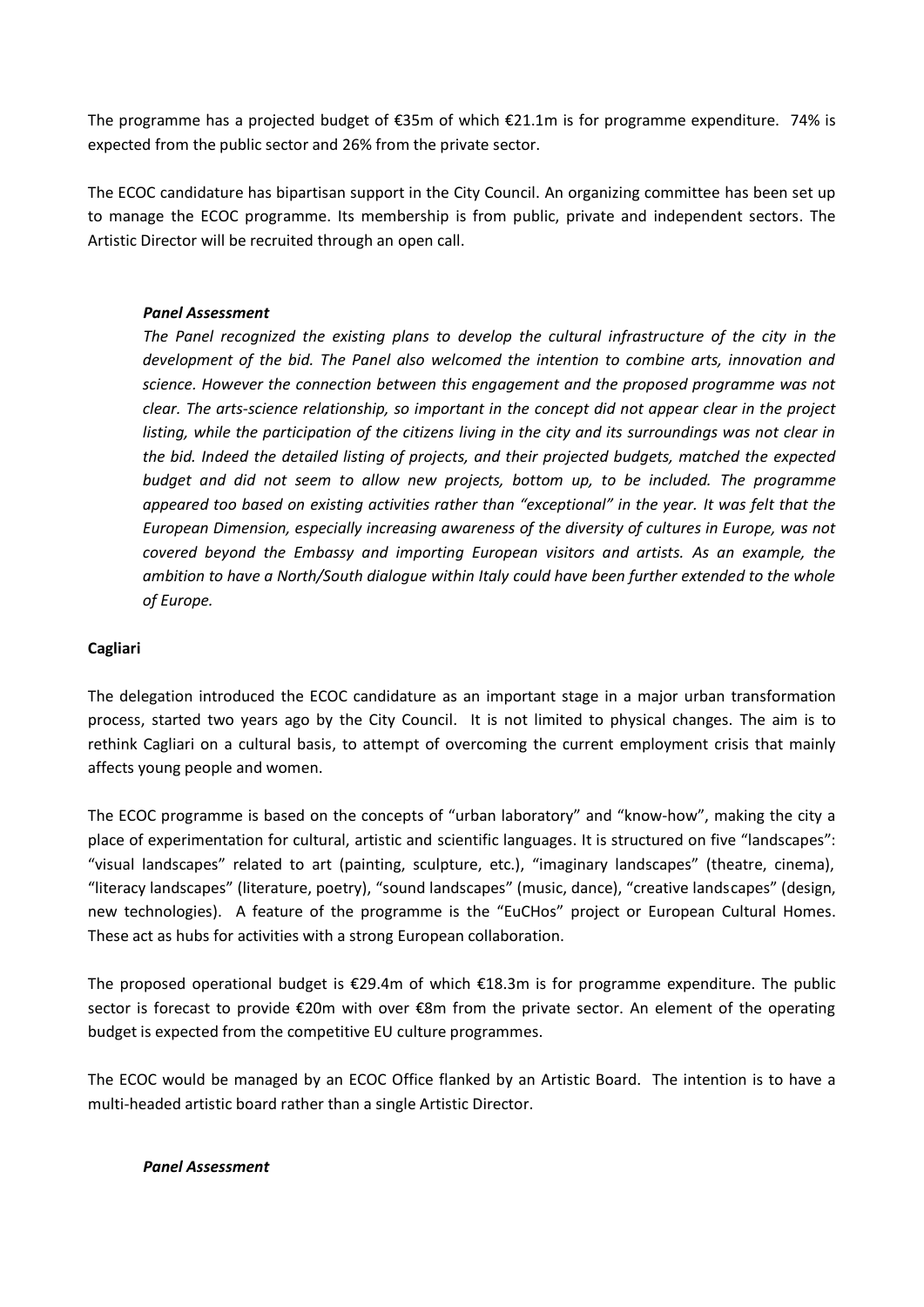The programme has a projected budget of €35m of which €21.1m is for programme expenditure. 74% is expected from the public sector and 26% from the private sector.

The ECOC candidature has bipartisan support in the City Council. An organizing committee has been set up to manage the ECOC programme. Its membership is from public, private and independent sectors. The Artistic Director will be recruited through an open call.

***Panel Assessment***

*The Panel recognized the existing plans to develop the cultural infrastructure of the city in the development of the bid. The Panel also welcomed the intention to combine arts, innovation and science. However the connection between this engagement and the proposed programme was not clear. The arts-science relationship, so important in the concept did not appear clear in the project listing, while the participation of the citizens living in the city and its surroundings was not clear in the bid. Indeed the detailed listing of projects, and their projected budgets, matched the expected budget and did not seem to allow new projects, bottom up, to be included. The programme appeared too based on existing activities rather than "exceptional" in the year. It was felt that the European Dimension, especially increasing awareness of the diversity of cultures in Europe, was not covered beyond the Embassy and importing European visitors and artists. As an example, the ambition to have a North/South dialogue within Italy could have been further extended to the whole of Europe.*

**Cagliari**

The delegation introduced the ECOC candidature as an important stage in a major urban transformation process, started two years ago by the City Council. It is not limited to physical changes. The aim is to rethink Cagliari on a cultural basis, to attempt of overcoming the current employment crisis that mainly affects young people and women.

The ECOC programme is based on the concepts of "urban laboratory" and "know-how", making the city a place of experimentation for cultural, artistic and scientific languages. It is structured on five "landscapes": "visual landscapes" related to art (painting, sculpture, etc.), "imaginary landscapes" (theatre, cinema), "literacy landscapes" (literature, poetry), "sound landscapes" (music, dance), "creative landscapes" (design, new technologies). A feature of the programme is the "EuCHos" project or European Cultural Homes. These act as hubs for activities with a strong European collaboration.

The proposed operational budget is €29.4m of which €18.3m is for programme expenditure. The public sector is forecast to provide €20m with over €8m from the private sector. An element of the operating budget is expected from the competitive EU culture programmes.

The ECOC would be managed by an ECOC Office flanked by an Artistic Board. The intention is to have a multi-headed artistic board rather than a single Artistic Director.

***Panel Assessment***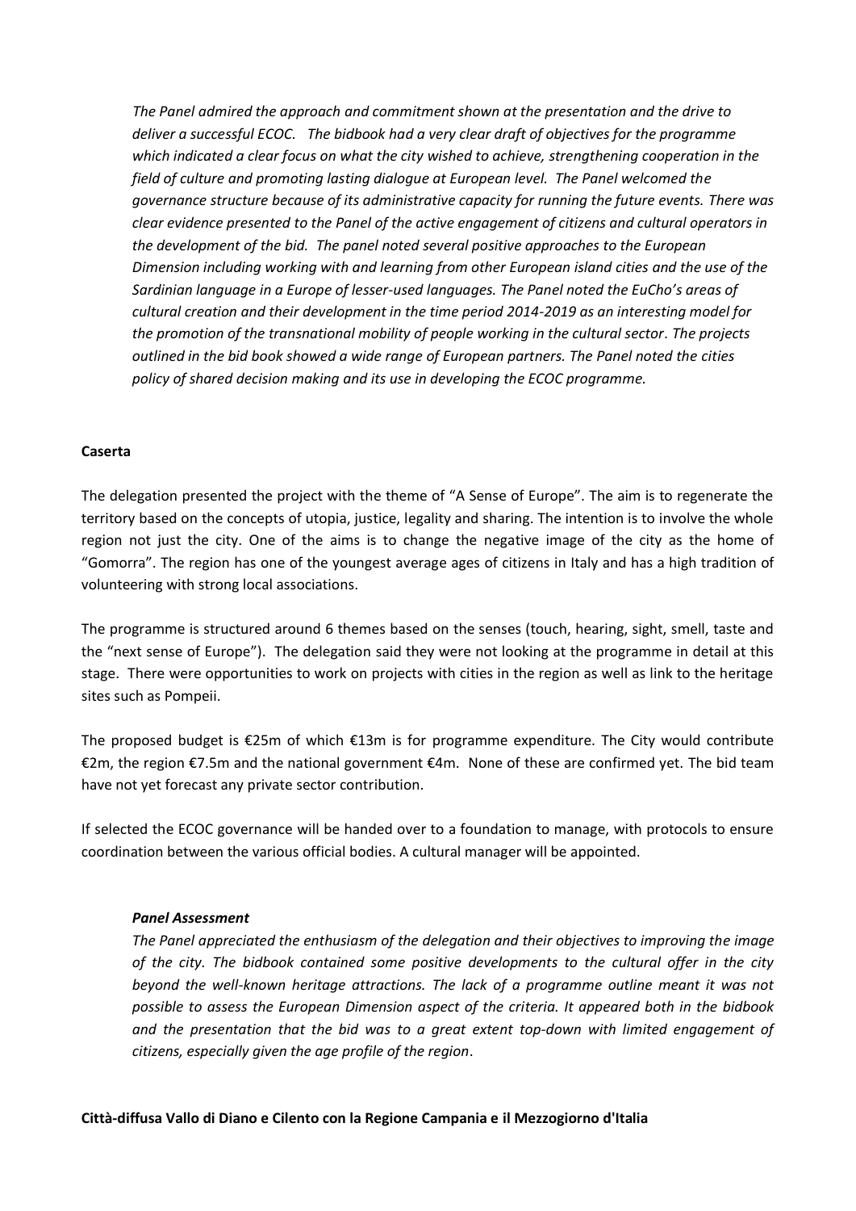*The Panel admired the approach and commitment shown at the presentation and the drive to deliver a successful ECOC. The bidbook had a very clear draft of objectives for the programme which indicated a clear focus on what the city wished to achieve, strengthening cooperation in the field of culture and promoting lasting dialogue at European level. The Panel welcomed the governance structure because of its administrative capacity for running the future events. There was clear evidence presented to the Panel of the active engagement of citizens and cultural operators in the development of the bid. The panel noted several positive approaches to the European Dimension including working with and learning from other European island cities and the use of the Sardinian language in a Europe of lesser-used languages. The Panel noted the EuCho's areas of cultural creation and their development in the time period 2014-2019 as an interesting model for the promotion of the transnational mobility of people working in the cultural sector. The projects outlined in the bid book showed a wide range of European partners. The Panel noted the cities policy of shared decision making and its use in developing the ECOC programme.*

**Caserta**

The delegation presented the project with the theme of "A Sense of Europe". The aim is to regenerate the territory based on the concepts of utopia, justice, legality and sharing. The intention is to involve the whole region not just the city. One of the aims is to change the negative image of the city as the home of "Gomorra". The region has one of the youngest average ages of citizens in Italy and has a high tradition of volunteering with strong local associations.

The programme is structured around 6 themes based on the senses (touch, hearing, sight, smell, taste and the "next sense of Europe"). The delegation said they were not looking at the programme in detail at this stage. There were opportunities to work on projects with cities in the region as well as link to the heritage sites such as Pompeii.

The proposed budget is €25m of which €13m is for programme expenditure. The City would contribute €2m, the region €7.5m and the national government €4m. None of these are confirmed yet. The bid team have not yet forecast any private sector contribution.

If selected the ECOC governance will be handed over to a foundation to manage, with protocols to ensure coordination between the various official bodies. A cultural manager will be appointed.

***Panel Assessment***

*The Panel appreciated the enthusiasm of the delegation and their objectives to improving the image of the city. The bidbook contained some positive developments to the cultural offer in the city beyond the well-known heritage attractions. The lack of a programme outline meant it was not possible to assess the European Dimension aspect of the criteria. It appeared both in the bidbook and the presentation that the bid was to a great extent top-down with limited engagement of citizens, especially given the age profile of the region.*

**Città-diffusa Vallo di Diano e Cilento con la Regione Campania e il Mezzogiorno d'Italia**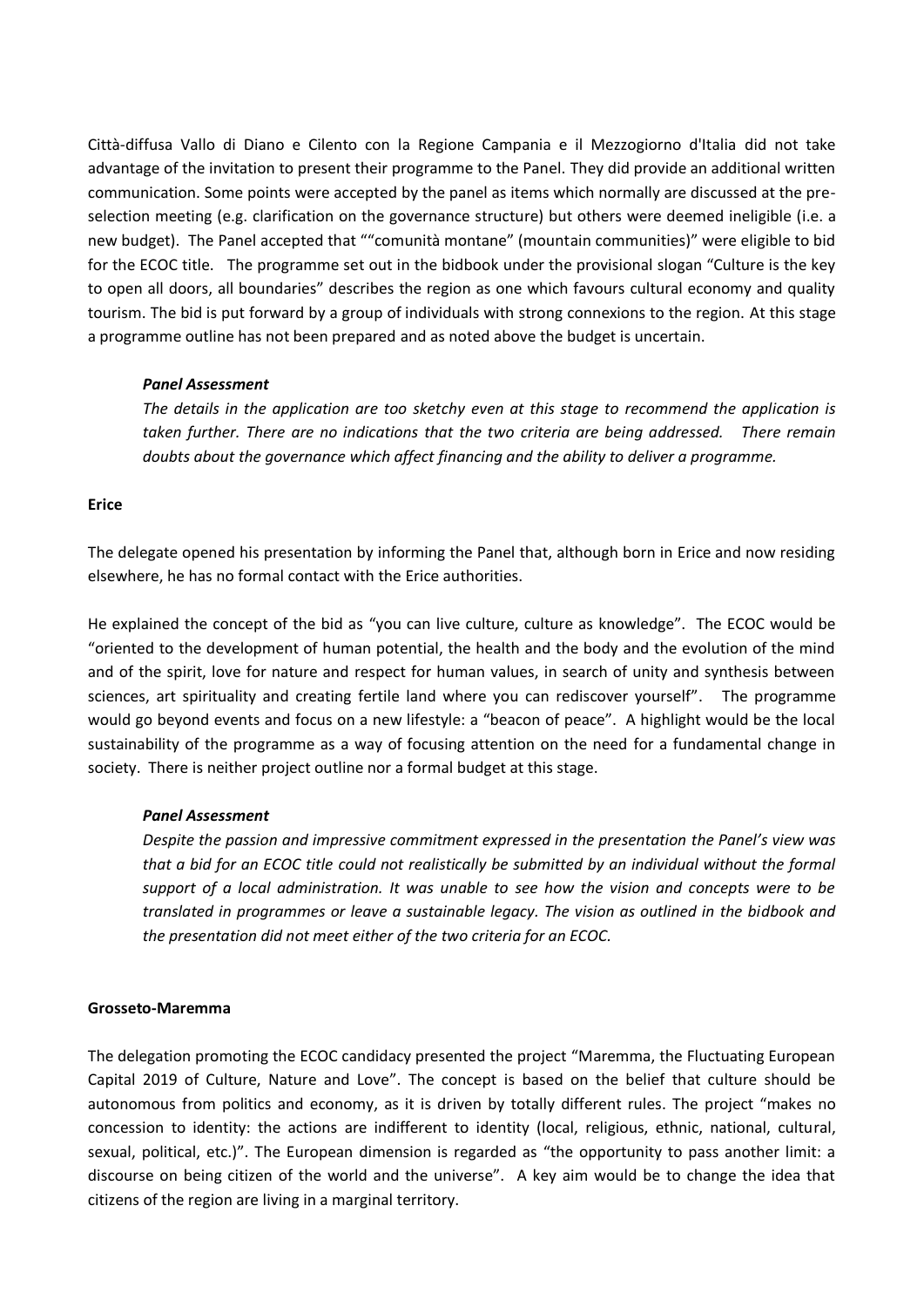Città-diffusa Vallo di Diano e Cilento con la Regione Campania e il Mezzogiorno d'Italia did not take advantage of the invitation to present their programme to the Panel. They did provide an additional written communication. Some points were accepted by the panel as items which normally are discussed at the pre-selection meeting (e.g. clarification on the governance structure) but others were deemed ineligible (i.e. a new budget). The Panel accepted that ""comunità montane" (mountain communities)" were eligible to bid for the ECOC title. The programme set out in the bidbook under the provisional slogan "Culture is the key to open all doors, all boundaries" describes the region as one which favours cultural economy and quality tourism. The bid is put forward by a group of individuals with strong connexions to the region. At this stage a programme outline has not been prepared and as noted above the budget is uncertain.

> ***Panel Assessment***
>
> *The details in the application are too sketchy even at this stage to recommend the application is taken further. There are no indications that the two criteria are being addressed. There remain doubts about the governance which affect financing and the ability to deliver a programme.*

**Erice**

The delegate opened his presentation by informing the Panel that, although born in Erice and now residing elsewhere, he has no formal contact with the Erice authorities.

He explained the concept of the bid as "you can live culture, culture as knowledge". The ECOC would be "oriented to the development of human potential, the health and the body and the evolution of the mind and of the spirit, love for nature and respect for human values, in search of unity and synthesis between sciences, art spirituality and creating fertile land where you can rediscover yourself". The programme would go beyond events and focus on a new lifestyle: a "beacon of peace". A highlight would be the local sustainability of the programme as a way of focusing attention on the need for a fundamental change in society. There is neither project outline nor a formal budget at this stage.

> ***Panel Assessment***
>
> *Despite the passion and impressive commitment expressed in the presentation the Panel's view was that a bid for an ECOC title could not realistically be submitted by an individual without the formal support of a local administration. It was unable to see how the vision and concepts were to be translated in programmes or leave a sustainable legacy. The vision as outlined in the bidbook and the presentation did not meet either of the two criteria for an ECOC.*

**Grosseto-Maremma**

The delegation promoting the ECOC candidacy presented the project "Maremma, the Fluctuating European Capital 2019 of Culture, Nature and Love". The concept is based on the belief that culture should be autonomous from politics and economy, as it is driven by totally different rules. The project "makes no concession to identity: the actions are indifferent to identity (local, religious, ethnic, national, cultural, sexual, political, etc.)". The European dimension is regarded as "the opportunity to pass another limit: a discourse on being citizen of the world and the universe". A key aim would be to change the idea that citizens of the region are living in a marginal territory.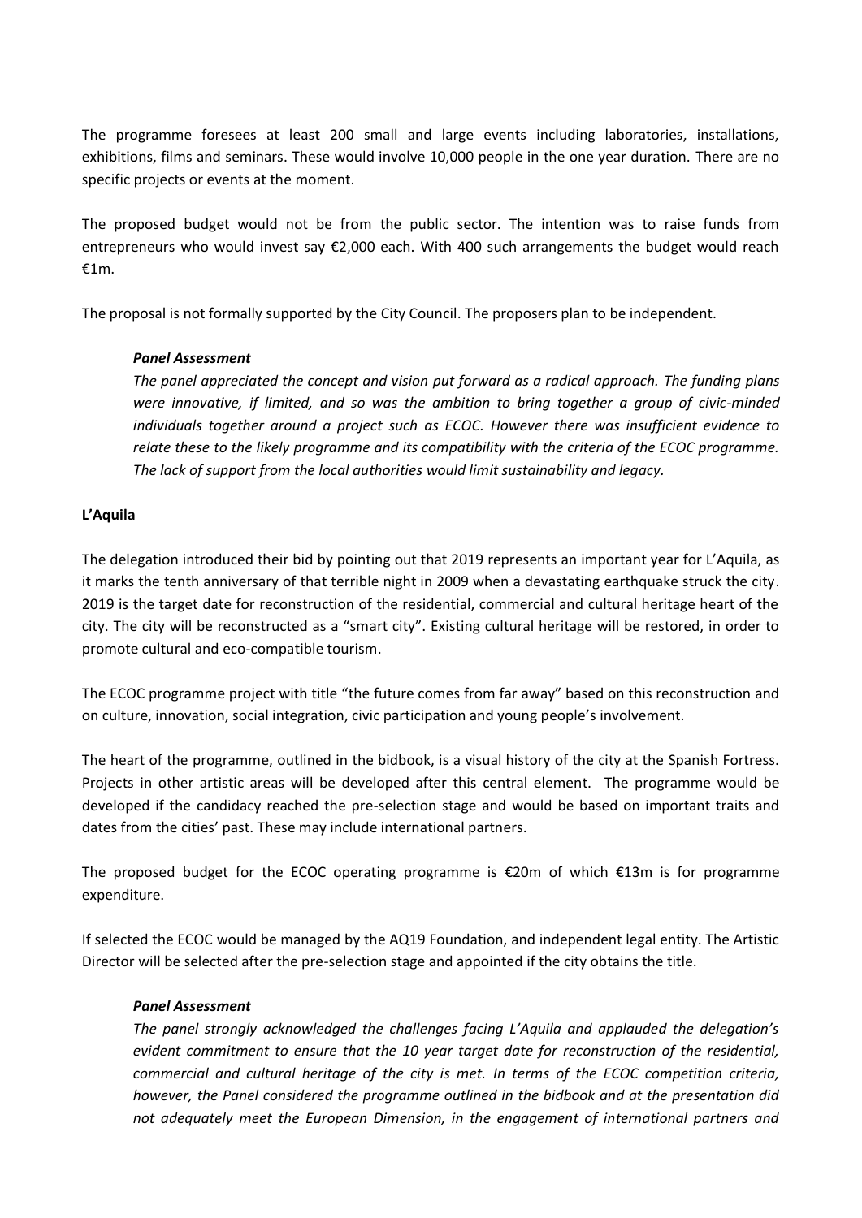The programme foresees at least 200 small and large events including laboratories, installations, exhibitions, films and seminars. These would involve 10,000 people in the one year duration. There are no specific projects or events at the moment.

The proposed budget would not be from the public sector. The intention was to raise funds from entrepreneurs who would invest say €2,000 each. With 400 such arrangements the budget would reach €1m.

The proposal is not formally supported by the City Council. The proposers plan to be independent.

> ***Panel Assessment***
>
> *The panel appreciated the concept and vision put forward as a radical approach. The funding plans were innovative, if limited, and so was the ambition to bring together a group of civic-minded individuals together around a project such as ECOC. However there was insufficient evidence to relate these to the likely programme and its compatibility with the criteria of the ECOC programme. The lack of support from the local authorities would limit sustainability and legacy.*

**L'Aquila**

The delegation introduced their bid by pointing out that 2019 represents an important year for L'Aquila, as it marks the tenth anniversary of that terrible night in 2009 when a devastating earthquake struck the city. 2019 is the target date for reconstruction of the residential, commercial and cultural heritage heart of the city. The city will be reconstructed as a "smart city". Existing cultural heritage will be restored, in order to promote cultural and eco-compatible tourism.

The ECOC programme project with title "the future comes from far away" based on this reconstruction and on culture, innovation, social integration, civic participation and young people's involvement.

The heart of the programme, outlined in the bidbook, is a visual history of the city at the Spanish Fortress. Projects in other artistic areas will be developed after this central element. The programme would be developed if the candidacy reached the pre-selection stage and would be based on important traits and dates from the cities' past. These may include international partners.

The proposed budget for the ECOC operating programme is €20m of which €13m is for programme expenditure.

If selected the ECOC would be managed by the AQ19 Foundation, and independent legal entity. The Artistic Director will be selected after the pre-selection stage and appointed if the city obtains the title.

> ***Panel Assessment***
>
> *The panel strongly acknowledged the challenges facing L'Aquila and applauded the delegation's evident commitment to ensure that the 10 year target date for reconstruction of the residential, commercial and cultural heritage of the city is met. In terms of the ECOC competition criteria, however, the Panel considered the programme outlined in the bidbook and at the presentation did not adequately meet the European Dimension, in the engagement of international partners and*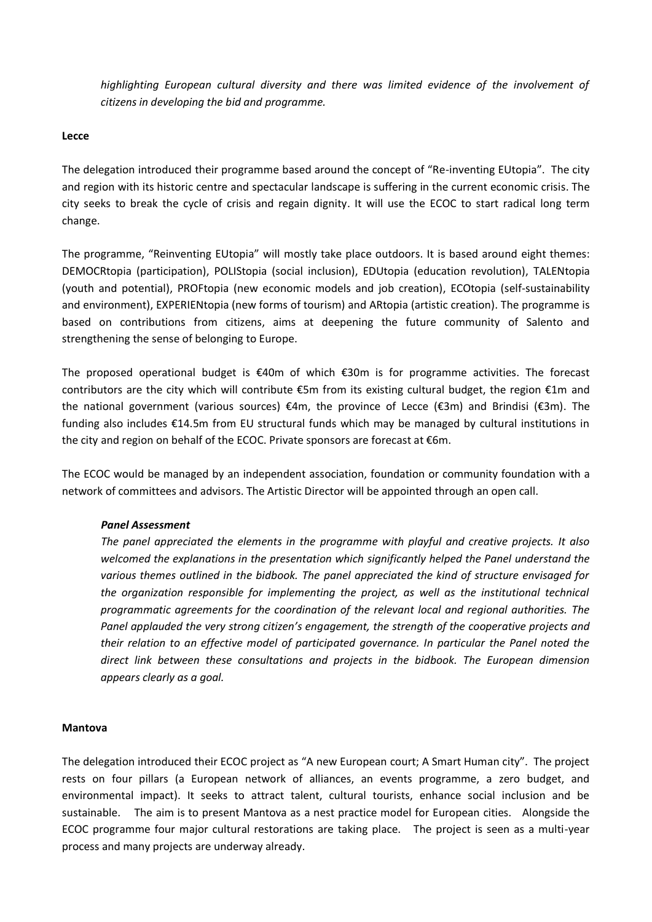*highlighting European cultural diversity and there was limited evidence of the involvement of citizens in developing the bid and programme.*

**Lecce**

The delegation introduced their programme based around the concept of "Re-inventing EUtopia". The city and region with its historic centre and spectacular landscape is suffering in the current economic crisis. The city seeks to break the cycle of crisis and regain dignity. It will use the ECOC to start radical long term change.

The programme, "Reinventing EUtopia" will mostly take place outdoors. It is based around eight themes: DEMOCRtopia (participation), POLIStopia (social inclusion), EDUtopia (education revolution), TALENtopia (youth and potential), PROFtopia (new economic models and job creation), ECOtopia (self-sustainability and environment), EXPERIENtopia (new forms of tourism) and ARtopia (artistic creation). The programme is based on contributions from citizens, aims at deepening the future community of Salento and strengthening the sense of belonging to Europe.

The proposed operational budget is €40m of which €30m is for programme activities. The forecast contributors are the city which will contribute €5m from its existing cultural budget, the region €1m and the national government (various sources) €4m, the province of Lecce (€3m) and Brindisi (€3m). The funding also includes €14.5m from EU structural funds which may be managed by cultural institutions in the city and region on behalf of the ECOC. Private sponsors are forecast at €6m.

The ECOC would be managed by an independent association, foundation or community foundation with a network of committees and advisors. The Artistic Director will be appointed through an open call.

***Panel Assessment***

*The panel appreciated the elements in the programme with playful and creative projects. It also welcomed the explanations in the presentation which significantly helped the Panel understand the various themes outlined in the bidbook. The panel appreciated the kind of structure envisaged for the organization responsible for implementing the project, as well as the institutional technical programmatic agreements for the coordination of the relevant local and regional authorities. The Panel applauded the very strong citizen's engagement, the strength of the cooperative projects and their relation to an effective model of participated governance. In particular the Panel noted the direct link between these consultations and projects in the bidbook. The European dimension appears clearly as a goal.*

**Mantova**

The delegation introduced their ECOC project as "A new European court; A Smart Human city". The project rests on four pillars (a European network of alliances, an events programme, a zero budget, and environmental impact). It seeks to attract talent, cultural tourists, enhance social inclusion and be sustainable. The aim is to present Mantova as a nest practice model for European cities. Alongside the ECOC programme four major cultural restorations are taking place. The project is seen as a multi-year process and many projects are underway already.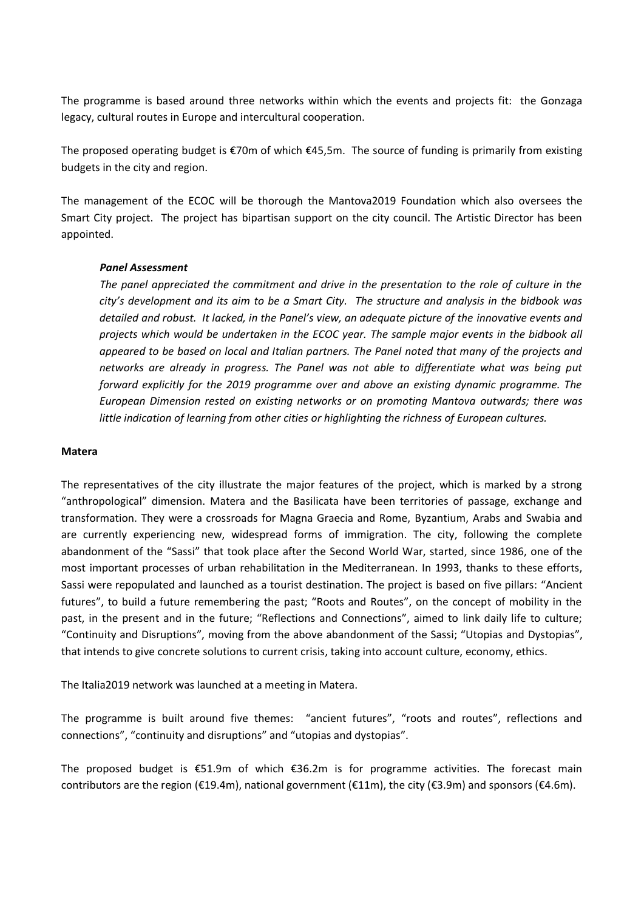The programme is based around three networks within which the events and projects fit: the Gonzaga legacy, cultural routes in Europe and intercultural cooperation.

The proposed operating budget is €70m of which €45,5m. The source of funding is primarily from existing budgets in the city and region.

The management of the ECOC will be thorough the Mantova2019 Foundation which also oversees the Smart City project. The project has bipartisan support on the city council. The Artistic Director has been appointed.

> ***Panel Assessment***
>
> *The panel appreciated the commitment and drive in the presentation to the role of culture in the city's development and its aim to be a Smart City. The structure and analysis in the bidbook was detailed and robust. It lacked, in the Panel's view, an adequate picture of the innovative events and projects which would be undertaken in the ECOC year. The sample major events in the bidbook all appeared to be based on local and Italian partners. The Panel noted that many of the projects and networks are already in progress. The Panel was not able to differentiate what was being put forward explicitly for the 2019 programme over and above an existing dynamic programme. The European Dimension rested on existing networks or on promoting Mantova outwards; there was little indication of learning from other cities or highlighting the richness of European cultures.*

**Matera**

The representatives of the city illustrate the major features of the project, which is marked by a strong "anthropological" dimension. Matera and the Basilicata have been territories of passage, exchange and transformation. They were a crossroads for Magna Graecia and Rome, Byzantium, Arabs and Swabia and are currently experiencing new, widespread forms of immigration. The city, following the complete abandonment of the "Sassi" that took place after the Second World War, started, since 1986, one of the most important processes of urban rehabilitation in the Mediterranean. In 1993, thanks to these efforts, Sassi were repopulated and launched as a tourist destination. The project is based on five pillars: "Ancient futures", to build a future remembering the past; "Roots and Routes", on the concept of mobility in the past, in the present and in the future; "Reflections and Connections", aimed to link daily life to culture; "Continuity and Disruptions", moving from the above abandonment of the Sassi; "Utopias and Dystopias", that intends to give concrete solutions to current crisis, taking into account culture, economy, ethics.

The Italia2019 network was launched at a meeting in Matera.

The programme is built around five themes: "ancient futures", "roots and routes", reflections and connections", "continuity and disruptions" and "utopias and dystopias".

The proposed budget is €51.9m of which €36.2m is for programme activities. The forecast main contributors are the region (€19.4m), national government (€11m), the city (€3.9m) and sponsors (€4.6m).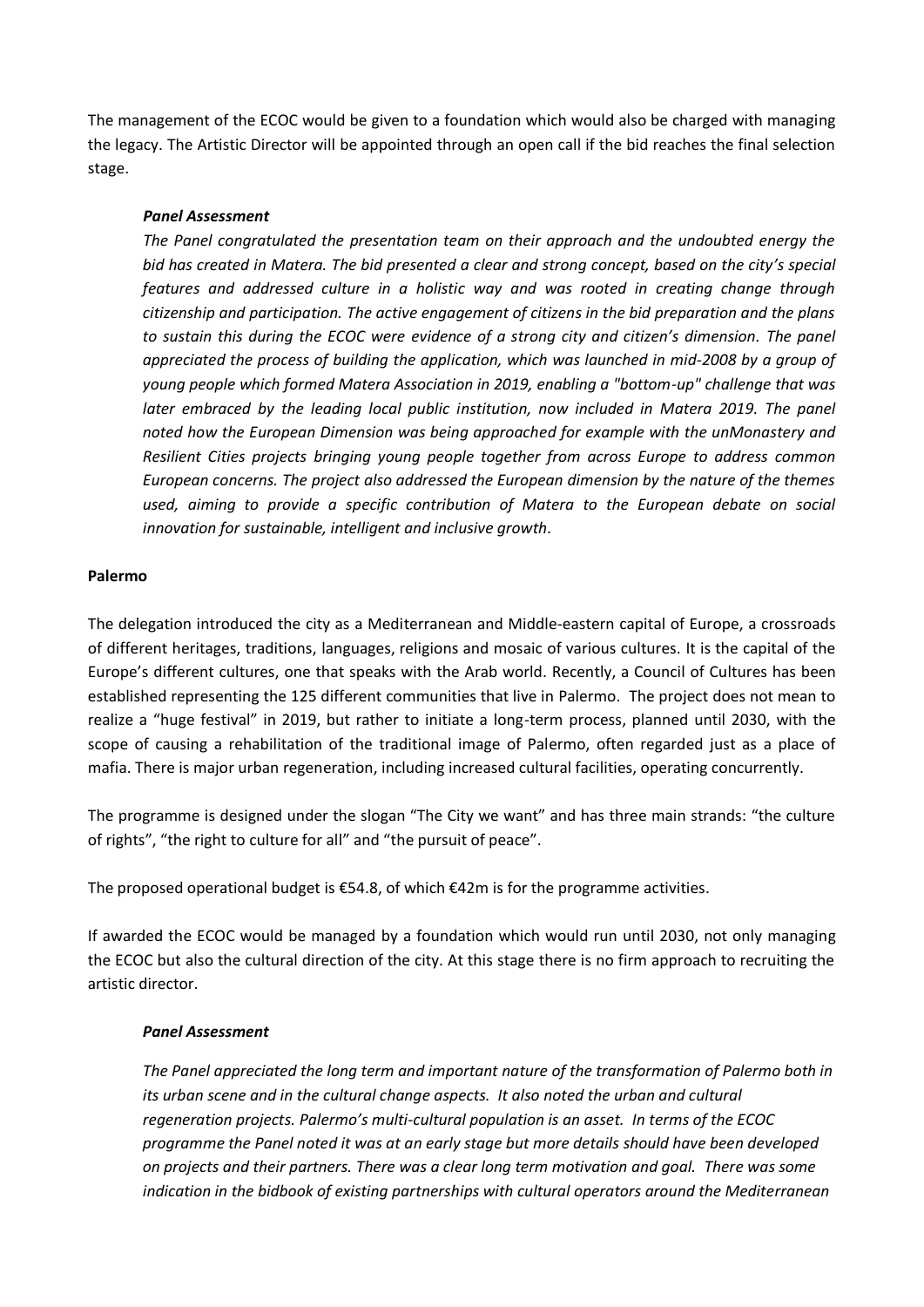The management of the ECOC would be given to a foundation which would also be charged with managing the legacy. The Artistic Director will be appointed through an open call if the bid reaches the final selection stage.

> ***Panel Assessment***
>
> *The Panel congratulated the presentation team on their approach and the undoubted energy the bid has created in Matera. The bid presented a clear and strong concept, based on the city's special features and addressed culture in a holistic way and was rooted in creating change through citizenship and participation. The active engagement of citizens in the bid preparation and the plans to sustain this during the ECOC were evidence of a strong city and citizen's dimension. The panel appreciated the process of building the application, which was launched in mid-2008 by a group of young people which formed Matera Association in 2019, enabling a "bottom-up" challenge that was later embraced by the leading local public institution, now included in Matera 2019. The panel noted how the European Dimension was being approached for example with the unMonastery and Resilient Cities projects bringing young people together from across Europe to address common European concerns. The project also addressed the European dimension by the nature of the themes used, aiming to provide a specific contribution of Matera to the European debate on social innovation for sustainable, intelligent and inclusive growth.*

**Palermo**

The delegation introduced the city as a Mediterranean and Middle-eastern capital of Europe, a crossroads of different heritages, traditions, languages, religions and mosaic of various cultures. It is the capital of the Europe's different cultures, one that speaks with the Arab world. Recently, a Council of Cultures has been established representing the 125 different communities that live in Palermo. The project does not mean to realize a "huge festival" in 2019, but rather to initiate a long-term process, planned until 2030, with the scope of causing a rehabilitation of the traditional image of Palermo, often regarded just as a place of mafia. There is major urban regeneration, including increased cultural facilities, operating concurrently.

The programme is designed under the slogan "The City we want" and has three main strands: "the culture of rights", "the right to culture for all" and "the pursuit of peace".

The proposed operational budget is €54.8, of which €42m is for the programme activities.

If awarded the ECOC would be managed by a foundation which would run until 2030, not only managing the ECOC but also the cultural direction of the city. At this stage there is no firm approach to recruiting the artistic director.

> ***Panel Assessment***
>
> *The Panel appreciated the long term and important nature of the transformation of Palermo both in its urban scene and in the cultural change aspects. It also noted the urban and cultural regeneration projects. Palermo's multi-cultural population is an asset. In terms of the ECOC programme the Panel noted it was at an early stage but more details should have been developed on projects and their partners. There was a clear long term motivation and goal. There was some indication in the bidbook of existing partnerships with cultural operators around the Mediterranean*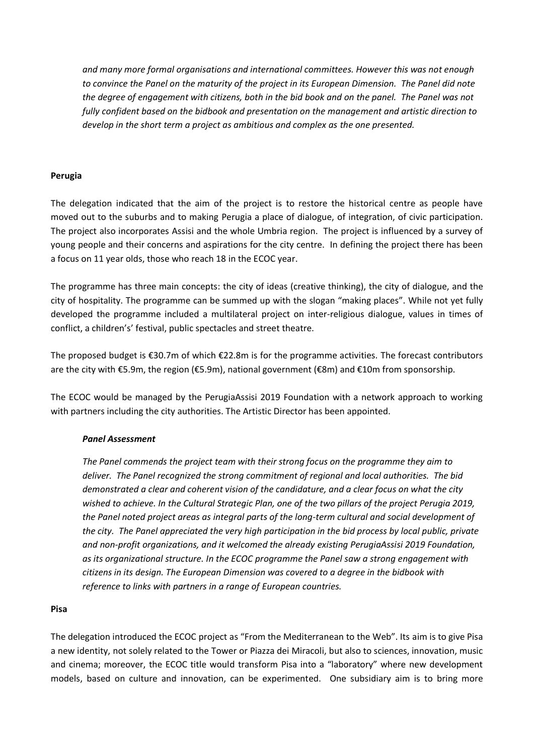*and many more formal organisations and international committees. However this was not enough to convince the Panel on the maturity of the project in its European Dimension. The Panel did note the degree of engagement with citizens, both in the bid book and on the panel. The Panel was not fully confident based on the bidbook and presentation on the management and artistic direction to develop in the short term a project as ambitious and complex as the one presented.*

**Perugia**

The delegation indicated that the aim of the project is to restore the historical centre as people have moved out to the suburbs and to making Perugia a place of dialogue, of integration, of civic participation. The project also incorporates Assisi and the whole Umbria region. The project is influenced by a survey of young people and their concerns and aspirations for the city centre. In defining the project there has been a focus on 11 year olds, those who reach 18 in the ECOC year.

The programme has three main concepts: the city of ideas (creative thinking), the city of dialogue, and the city of hospitality. The programme can be summed up with the slogan "making places". While not yet fully developed the programme included a multilateral project on inter-religious dialogue, values in times of conflict, a children's' festival, public spectacles and street theatre.

The proposed budget is €30.7m of which €22.8m is for the programme activities. The forecast contributors are the city with €5.9m, the region (€5.9m), national government (€8m) and €10m from sponsorship.

The ECOC would be managed by the PerugiaAssisi 2019 Foundation with a network approach to working with partners including the city authorities. The Artistic Director has been appointed.

***Panel Assessment***

*The Panel commends the project team with their strong focus on the programme they aim to deliver. The Panel recognized the strong commitment of regional and local authorities. The bid demonstrated a clear and coherent vision of the candidature, and a clear focus on what the city wished to achieve. In the Cultural Strategic Plan, one of the two pillars of the project Perugia 2019, the Panel noted project areas as integral parts of the long-term cultural and social development of the city. The Panel appreciated the very high participation in the bid process by local public, private and non-profit organizations, and it welcomed the already existing PerugiaAssisi 2019 Foundation, as its organizational structure. In the ECOC programme the Panel saw a strong engagement with citizens in its design. The European Dimension was covered to a degree in the bidbook with reference to links with partners in a range of European countries.*

**Pisa**

The delegation introduced the ECOC project as "From the Mediterranean to the Web". Its aim is to give Pisa a new identity, not solely related to the Tower or Piazza dei Miracoli, but also to sciences, innovation, music and cinema; moreover, the ECOC title would transform Pisa into a "laboratory" where new development models, based on culture and innovation, can be experimented. One subsidiary aim is to bring more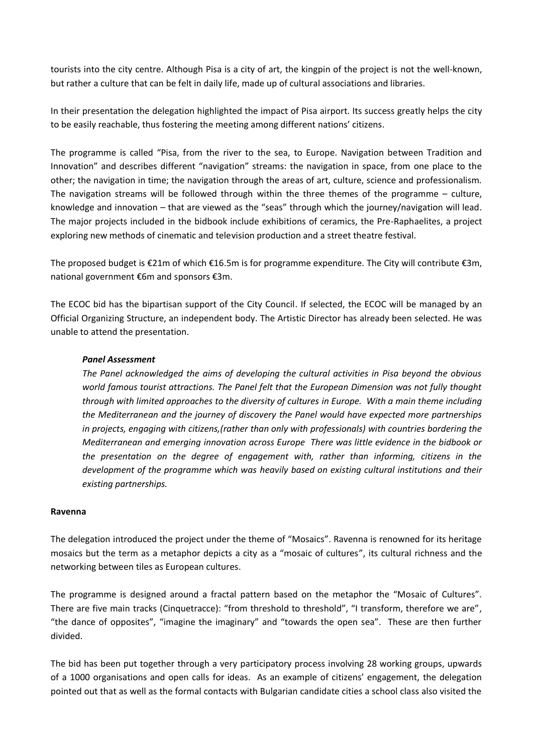tourists into the city centre. Although Pisa is a city of art, the kingpin of the project is not the well-known, but rather a culture that can be felt in daily life, made up of cultural associations and libraries.

In their presentation the delegation highlighted the impact of Pisa airport. Its success greatly helps the city to be easily reachable, thus fostering the meeting among different nations' citizens.

The programme is called "Pisa, from the river to the sea, to Europe. Navigation between Tradition and Innovation" and describes different "navigation" streams: the navigation in space, from one place to the other; the navigation in time; the navigation through the areas of art, culture, science and professionalism. The navigation streams will be followed through within the three themes of the programme – culture, knowledge and innovation – that are viewed as the "seas" through which the journey/navigation will lead. The major projects included in the bidbook include exhibitions of ceramics, the Pre-Raphaelites, a project exploring new methods of cinematic and television production and a street theatre festival.

The proposed budget is €21m of which €16.5m is for programme expenditure. The City will contribute €3m, national government €6m and sponsors €3m.

The ECOC bid has the bipartisan support of the City Council. If selected, the ECOC will be managed by an Official Organizing Structure, an independent body. The Artistic Director has already been selected. He was unable to attend the presentation.

***Panel Assessment***

*The Panel acknowledged the aims of developing the cultural activities in Pisa beyond the obvious world famous tourist attractions. The Panel felt that the European Dimension was not fully thought through with limited approaches to the diversity of cultures in Europe. With a main theme including the Mediterranean and the journey of discovery the Panel would have expected more partnerships in projects, engaging with citizens,(rather than only with professionals) with countries bordering the Mediterranean and emerging innovation across Europe There was little evidence in the bidbook or the presentation on the degree of engagement with, rather than informing, citizens in the development of the programme which was heavily based on existing cultural institutions and their existing partnerships.*

**Ravenna**

The delegation introduced the project under the theme of "Mosaics". Ravenna is renowned for its heritage mosaics but the term as a metaphor depicts a city as a "mosaic of cultures", its cultural richness and the networking between tiles as European cultures.

The programme is designed around a fractal pattern based on the metaphor the "Mosaic of Cultures". There are five main tracks (Cinquetracce): "from threshold to threshold", "I transform, therefore we are", "the dance of opposites", "imagine the imaginary" and "towards the open sea". These are then further divided.

The bid has been put together through a very participatory process involving 28 working groups, upwards of a 1000 organisations and open calls for ideas. As an example of citizens' engagement, the delegation pointed out that as well as the formal contacts with Bulgarian candidate cities a school class also visited the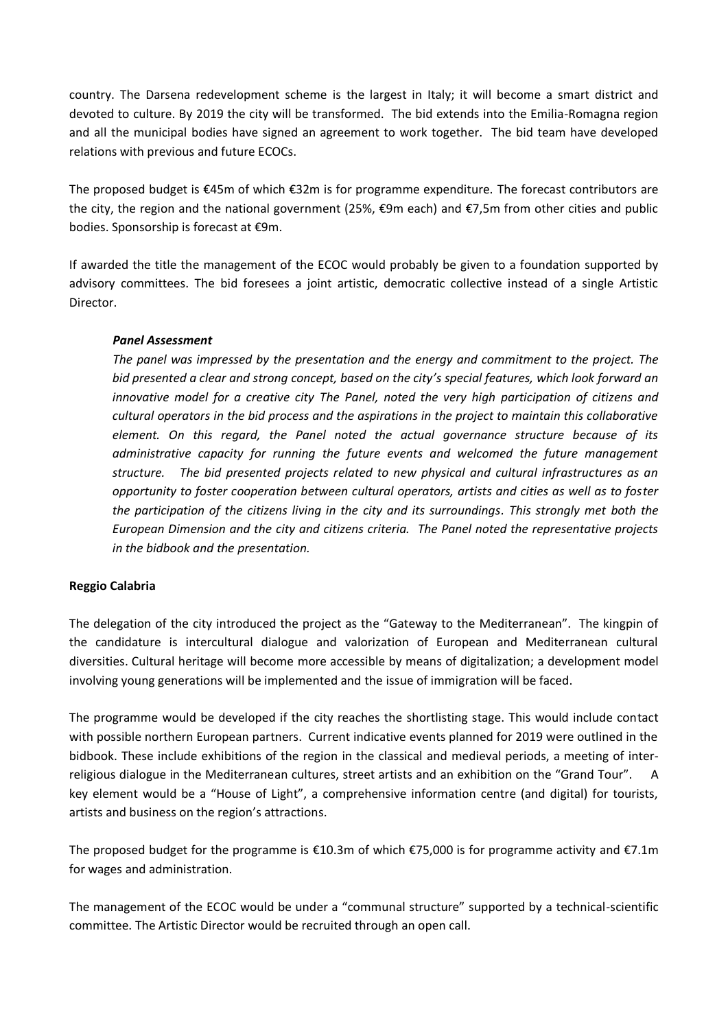country. The Darsena redevelopment scheme is the largest in Italy; it will become a smart district and devoted to culture. By 2019 the city will be transformed. The bid extends into the Emilia-Romagna region and all the municipal bodies have signed an agreement to work together. The bid team have developed relations with previous and future ECOCs.

The proposed budget is €45m of which €32m is for programme expenditure. The forecast contributors are the city, the region and the national government (25%, €9m each) and €7,5m from other cities and public bodies. Sponsorship is forecast at €9m.

If awarded the title the management of the ECOC would probably be given to a foundation supported by advisory committees. The bid foresees a joint artistic, democratic collective instead of a single Artistic Director.

> ***Panel Assessment***
>
> *The panel was impressed by the presentation and the energy and commitment to the project. The bid presented a clear and strong concept, based on the city's special features, which look forward an innovative model for a creative city The Panel, noted the very high participation of citizens and cultural operators in the bid process and the aspirations in the project to maintain this collaborative element. On this regard, the Panel noted the actual governance structure because of its administrative capacity for running the future events and welcomed the future management structure. The bid presented projects related to new physical and cultural infrastructures as an opportunity to foster cooperation between cultural operators, artists and cities as well as to foster the participation of the citizens living in the city and its surroundings. This strongly met both the European Dimension and the city and citizens criteria. The Panel noted the representative projects in the bidbook and the presentation.*

**Reggio Calabria**

The delegation of the city introduced the project as the "Gateway to the Mediterranean". The kingpin of the candidature is intercultural dialogue and valorization of European and Mediterranean cultural diversities. Cultural heritage will become more accessible by means of digitalization; a development model involving young generations will be implemented and the issue of immigration will be faced.

The programme would be developed if the city reaches the shortlisting stage. This would include contact with possible northern European partners. Current indicative events planned for 2019 were outlined in the bidbook. These include exhibitions of the region in the classical and medieval periods, a meeting of inter-religious dialogue in the Mediterranean cultures, street artists and an exhibition on the "Grand Tour". A key element would be a "House of Light", a comprehensive information centre (and digital) for tourists, artists and business on the region's attractions.

The proposed budget for the programme is €10.3m of which €75,000 is for programme activity and €7.1m for wages and administration.

The management of the ECOC would be under a "communal structure" supported by a technical-scientific committee. The Artistic Director would be recruited through an open call.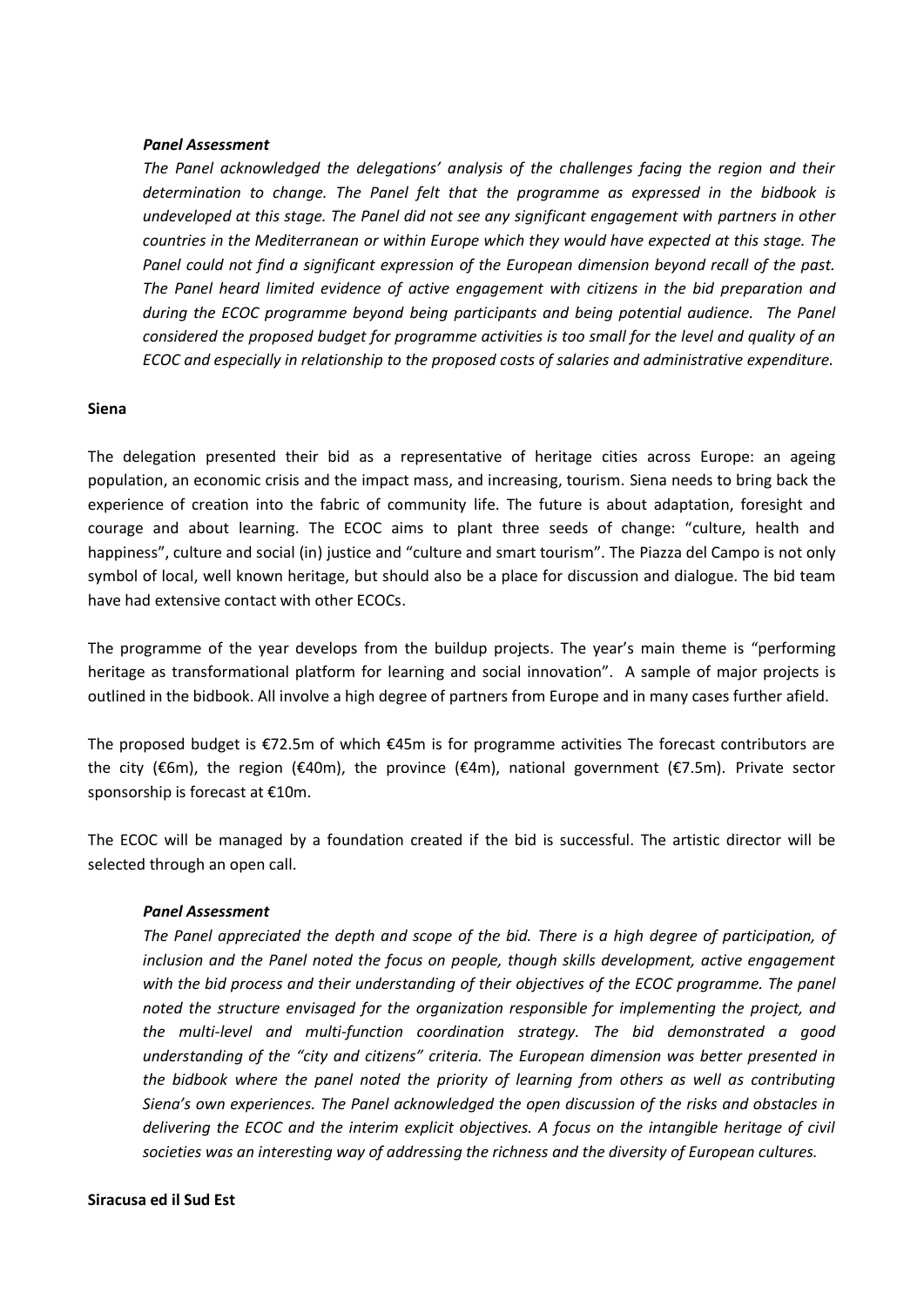***Panel Assessment***

*The Panel acknowledged the delegations' analysis of the challenges facing the region and their determination to change. The Panel felt that the programme as expressed in the bidbook is undeveloped at this stage. The Panel did not see any significant engagement with partners in other countries in the Mediterranean or within Europe which they would have expected at this stage. The Panel could not find a significant expression of the European dimension beyond recall of the past. The Panel heard limited evidence of active engagement with citizens in the bid preparation and during the ECOC programme beyond being participants and being potential audience. The Panel considered the proposed budget for programme activities is too small for the level and quality of an ECOC and especially in relationship to the proposed costs of salaries and administrative expenditure.*

**Siena**

The delegation presented their bid as a representative of heritage cities across Europe: an ageing population, an economic crisis and the impact mass, and increasing, tourism. Siena needs to bring back the experience of creation into the fabric of community life. The future is about adaptation, foresight and courage and about learning. The ECOC aims to plant three seeds of change: "culture, health and happiness", culture and social (in) justice and "culture and smart tourism". The Piazza del Campo is not only symbol of local, well known heritage, but should also be a place for discussion and dialogue. The bid team have had extensive contact with other ECOCs.

The programme of the year develops from the buildup projects. The year's main theme is "performing heritage as transformational platform for learning and social innovation". A sample of major projects is outlined in the bidbook. All involve a high degree of partners from Europe and in many cases further afield.

The proposed budget is €72.5m of which €45m is for programme activities The forecast contributors are the city (€6m), the region (€40m), the province (€4m), national government (€7.5m). Private sector sponsorship is forecast at €10m.

The ECOC will be managed by a foundation created if the bid is successful. The artistic director will be selected through an open call.

***Panel Assessment***

*The Panel appreciated the depth and scope of the bid. There is a high degree of participation, of inclusion and the Panel noted the focus on people, though skills development, active engagement with the bid process and their understanding of their objectives of the ECOC programme. The panel noted the structure envisaged for the organization responsible for implementing the project, and the multi-level and multi-function coordination strategy. The bid demonstrated a good understanding of the "city and citizens" criteria. The European dimension was better presented in the bidbook where the panel noted the priority of learning from others as well as contributing Siena's own experiences. The Panel acknowledged the open discussion of the risks and obstacles in delivering the ECOC and the interim explicit objectives. A focus on the intangible heritage of civil societies was an interesting way of addressing the richness and the diversity of European cultures.*

**Siracusa ed il Sud Est**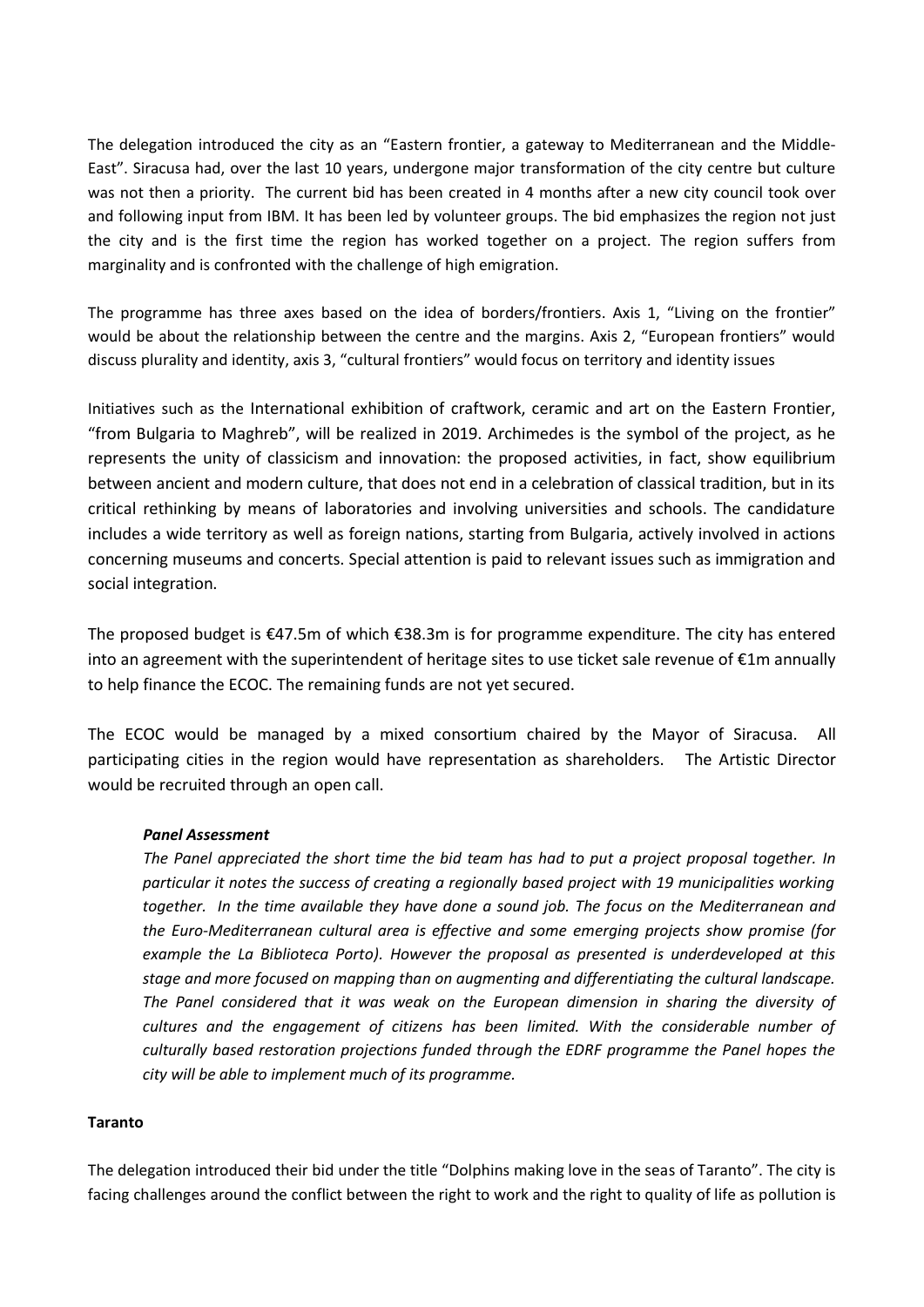The delegation introduced the city as an "Eastern frontier, a gateway to Mediterranean and the Middle-East". Siracusa had, over the last 10 years, undergone major transformation of the city centre but culture was not then a priority. The current bid has been created in 4 months after a new city council took over and following input from IBM. It has been led by volunteer groups. The bid emphasizes the region not just the city and is the first time the region has worked together on a project. The region suffers from marginality and is confronted with the challenge of high emigration.

The programme has three axes based on the idea of borders/frontiers. Axis 1, "Living on the frontier" would be about the relationship between the centre and the margins. Axis 2, "European frontiers" would discuss plurality and identity, axis 3, "cultural frontiers" would focus on territory and identity issues

Initiatives such as the International exhibition of craftwork, ceramic and art on the Eastern Frontier, "from Bulgaria to Maghreb", will be realized in 2019. Archimedes is the symbol of the project, as he represents the unity of classicism and innovation: the proposed activities, in fact, show equilibrium between ancient and modern culture, that does not end in a celebration of classical tradition, but in its critical rethinking by means of laboratories and involving universities and schools. The candidature includes a wide territory as well as foreign nations, starting from Bulgaria, actively involved in actions concerning museums and concerts. Special attention is paid to relevant issues such as immigration and social integration.

The proposed budget is €47.5m of which €38.3m is for programme expenditure. The city has entered into an agreement with the superintendent of heritage sites to use ticket sale revenue of €1m annually to help finance the ECOC. The remaining funds are not yet secured.

The ECOC would be managed by a mixed consortium chaired by the Mayor of Siracusa. All participating cities in the region would have representation as shareholders. The Artistic Director would be recruited through an open call.

***Panel Assessment***

*The Panel appreciated the short time the bid team has had to put a project proposal together. In particular it notes the success of creating a regionally based project with 19 municipalities working together. In the time available they have done a sound job. The focus on the Mediterranean and the Euro-Mediterranean cultural area is effective and some emerging projects show promise (for example the La Biblioteca Porto). However the proposal as presented is underdeveloped at this stage and more focused on mapping than on augmenting and differentiating the cultural landscape. The Panel considered that it was weak on the European dimension in sharing the diversity of cultures and the engagement of citizens has been limited. With the considerable number of culturally based restoration projections funded through the EDRF programme the Panel hopes the city will be able to implement much of its programme.*

**Taranto**

The delegation introduced their bid under the title "Dolphins making love in the seas of Taranto". The city is facing challenges around the conflict between the right to work and the right to quality of life as pollution is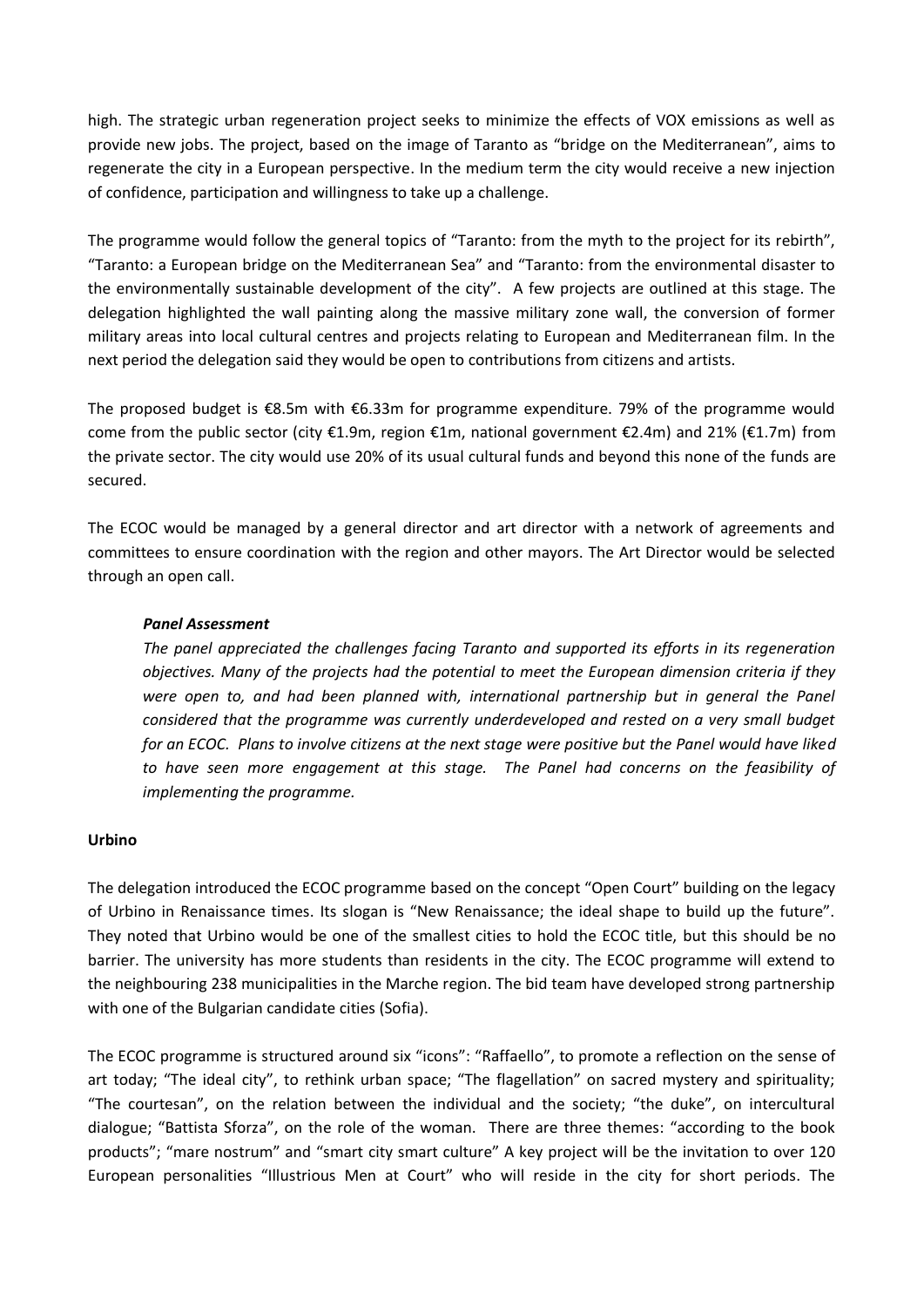high. The strategic urban regeneration project seeks to minimize the effects of VOX emissions as well as provide new jobs. The project, based on the image of Taranto as "bridge on the Mediterranean", aims to regenerate the city in a European perspective. In the medium term the city would receive a new injection of confidence, participation and willingness to take up a challenge.

The programme would follow the general topics of "Taranto: from the myth to the project for its rebirth", "Taranto: a European bridge on the Mediterranean Sea" and "Taranto: from the environmental disaster to the environmentally sustainable development of the city". A few projects are outlined at this stage. The delegation highlighted the wall painting along the massive military zone wall, the conversion of former military areas into local cultural centres and projects relating to European and Mediterranean film. In the next period the delegation said they would be open to contributions from citizens and artists.

The proposed budget is €8.5m with €6.33m for programme expenditure. 79% of the programme would come from the public sector (city €1.9m, region €1m, national government €2.4m) and 21% (€1.7m) from the private sector. The city would use 20% of its usual cultural funds and beyond this none of the funds are secured.

The ECOC would be managed by a general director and art director with a network of agreements and committees to ensure coordination with the region and other mayors. The Art Director would be selected through an open call.

> ***Panel Assessment***
>
> *The panel appreciated the challenges facing Taranto and supported its efforts in its regeneration objectives. Many of the projects had the potential to meet the European dimension criteria if they were open to, and had been planned with, international partnership but in general the Panel considered that the programme was currently underdeveloped and rested on a very small budget for an ECOC. Plans to involve citizens at the next stage were positive but the Panel would have liked to have seen more engagement at this stage. The Panel had concerns on the feasibility of implementing the programme.*

**Urbino**

The delegation introduced the ECOC programme based on the concept "Open Court" building on the legacy of Urbino in Renaissance times. Its slogan is "New Renaissance; the ideal shape to build up the future". They noted that Urbino would be one of the smallest cities to hold the ECOC title, but this should be no barrier. The university has more students than residents in the city. The ECOC programme will extend to the neighbouring 238 municipalities in the Marche region. The bid team have developed strong partnership with one of the Bulgarian candidate cities (Sofia).

The ECOC programme is structured around six "icons": "Raffaello", to promote a reflection on the sense of art today; "The ideal city", to rethink urban space; "The flagellation" on sacred mystery and spirituality; "The courtesan", on the relation between the individual and the society; "the duke", on intercultural dialogue; "Battista Sforza", on the role of the woman. There are three themes: "according to the book products"; "mare nostrum" and "smart city smart culture" A key project will be the invitation to over 120 European personalities "Illustrious Men at Court" who will reside in the city for short periods. The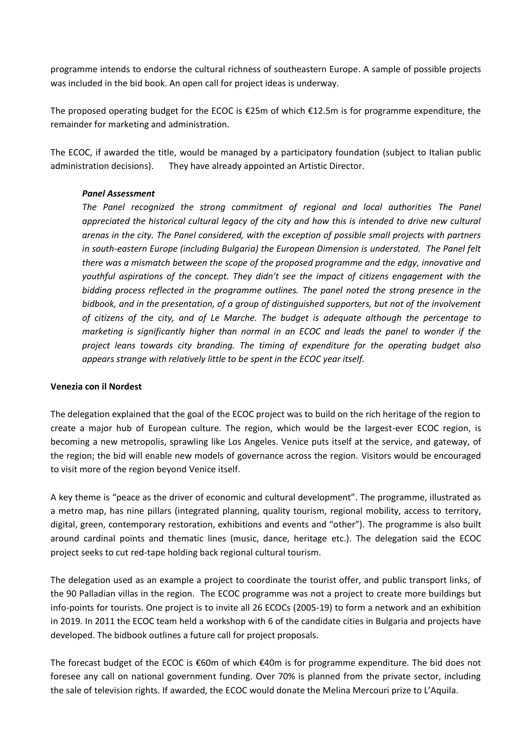programme intends to endorse the cultural richness of southeastern Europe. A sample of possible projects was included in the bid book. An open call for project ideas is underway.

The proposed operating budget for the ECOC is €25m of which €12.5m is for programme expenditure, the remainder for marketing and administration.

The ECOC, if awarded the title, would be managed by a participatory foundation (subject to Italian public administration decisions). They have already appointed an Artistic Director.

> ***Panel Assessment***
>
> *The Panel recognized the strong commitment of regional and local authorities The Panel appreciated the historical cultural legacy of the city and how this is intended to drive new cultural arenas in the city. The Panel considered, with the exception of possible small projects with partners in south-eastern Europe (including Bulgaria) the European Dimension is understated. The Panel felt there was a mismatch between the scope of the proposed programme and the edgy, innovative and youthful aspirations of the concept. They didn't see the impact of citizens engagement with the bidding process reflected in the programme outlines. The panel noted the strong presence in the bidbook, and in the presentation, of a group of distinguished supporters, but not of the involvement of citizens of the city, and of Le Marche. The budget is adequate although the percentage to marketing is significantly higher than normal in an ECOC and leads the panel to wonder if the project leans towards city branding. The timing of expenditure for the operating budget also appears strange with relatively little to be spent in the ECOC year itself.*

**Venezia con il Nordest**

The delegation explained that the goal of the ECOC project was to build on the rich heritage of the region to create a major hub of European culture. The region, which would be the largest-ever ECOC region, is becoming a new metropolis, sprawling like Los Angeles. Venice puts itself at the service, and gateway, of the region; the bid will enable new models of governance across the region. Visitors would be encouraged to visit more of the region beyond Venice itself.

A key theme is "peace as the driver of economic and cultural development". The programme, illustrated as a metro map, has nine pillars (integrated planning, quality tourism, regional mobility, access to territory, digital, green, contemporary restoration, exhibitions and events and "other"). The programme is also built around cardinal points and thematic lines (music, dance, heritage etc.). The delegation said the ECOC project seeks to cut red-tape holding back regional cultural tourism.

The delegation used as an example a project to coordinate the tourist offer, and public transport links, of the 90 Palladian villas in the region. The ECOC programme was not a project to create more buildings but info-points for tourists. One project is to invite all 26 ECOCs (2005-19) to form a network and an exhibition in 2019. In 2011 the ECOC team held a workshop with 6 of the candidate cities in Bulgaria and projects have developed. The bidbook outlines a future call for project proposals.

The forecast budget of the ECOC is €60m of which €40m is for programme expenditure. The bid does not foresee any call on national government funding. Over 70% is planned from the private sector, including the sale of television rights. If awarded, the ECOC would donate the Melina Mercouri prize to L'Aquila.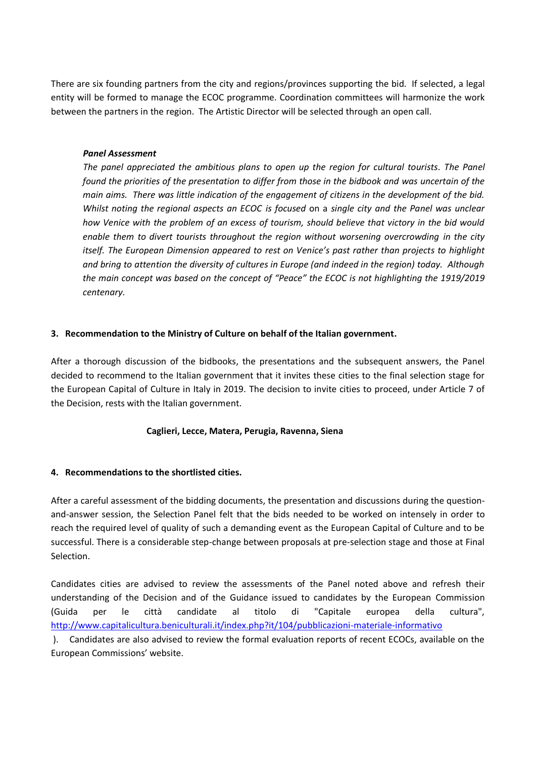There are six founding partners from the city and regions/provinces supporting the bid. If selected, a legal entity will be formed to manage the ECOC programme. Coordination committees will harmonize the work between the partners in the region. The Artistic Director will be selected through an open call.

***Panel Assessment***

*The panel appreciated the ambitious plans to open up the region for cultural tourists. The Panel found the priorities of the presentation to differ from those in the bidbook and was uncertain of the main aims. There was little indication of the engagement of citizens in the development of the bid. Whilst noting the regional aspects an ECOC is focused* on a *single city and the Panel was unclear how Venice with the problem of an excess of tourism, should believe that victory in the bid would enable them to divert tourists throughout the region without worsening overcrowding in the city itself. The European Dimension appeared to rest on Venice's past rather than projects to highlight and bring to attention the diversity of cultures in Europe (and indeed in the region) today. Although the main concept was based on the concept of "Peace" the ECOC is not highlighting the 1919/2019 centenary.*

**3. Recommendation to the Ministry of Culture on behalf of the Italian government.**

After a thorough discussion of the bidbooks, the presentations and the subsequent answers, the Panel decided to recommend to the Italian government that it invites these cities to the final selection stage for the European Capital of Culture in Italy in 2019. The decision to invite cities to proceed, under Article 7 of the Decision, rests with the Italian government.

**Caglieri, Lecce, Matera, Perugia, Ravenna, Siena**

**4. Recommendations to the shortlisted cities.**

After a careful assessment of the bidding documents, the presentation and discussions during the question-and-answer session, the Selection Panel felt that the bids needed to be worked on intensely in order to reach the required level of quality of such a demanding event as the European Capital of Culture and to be successful. There is a considerable step-change between proposals at pre-selection stage and those at Final Selection.

Candidates cities are advised to review the assessments of the Panel noted above and refresh their understanding of the Decision and of the Guidance issued to candidates by the European Commission (Guida per le città candidate al titolo di "Capitale europea della cultura", http://www.capitalicultura.beniculturali.it/index.php?it/104/pubblicazioni-materiale-informativo ). Candidates are also advised to review the formal evaluation reports of recent ECOCs, available on the European Commissions' website.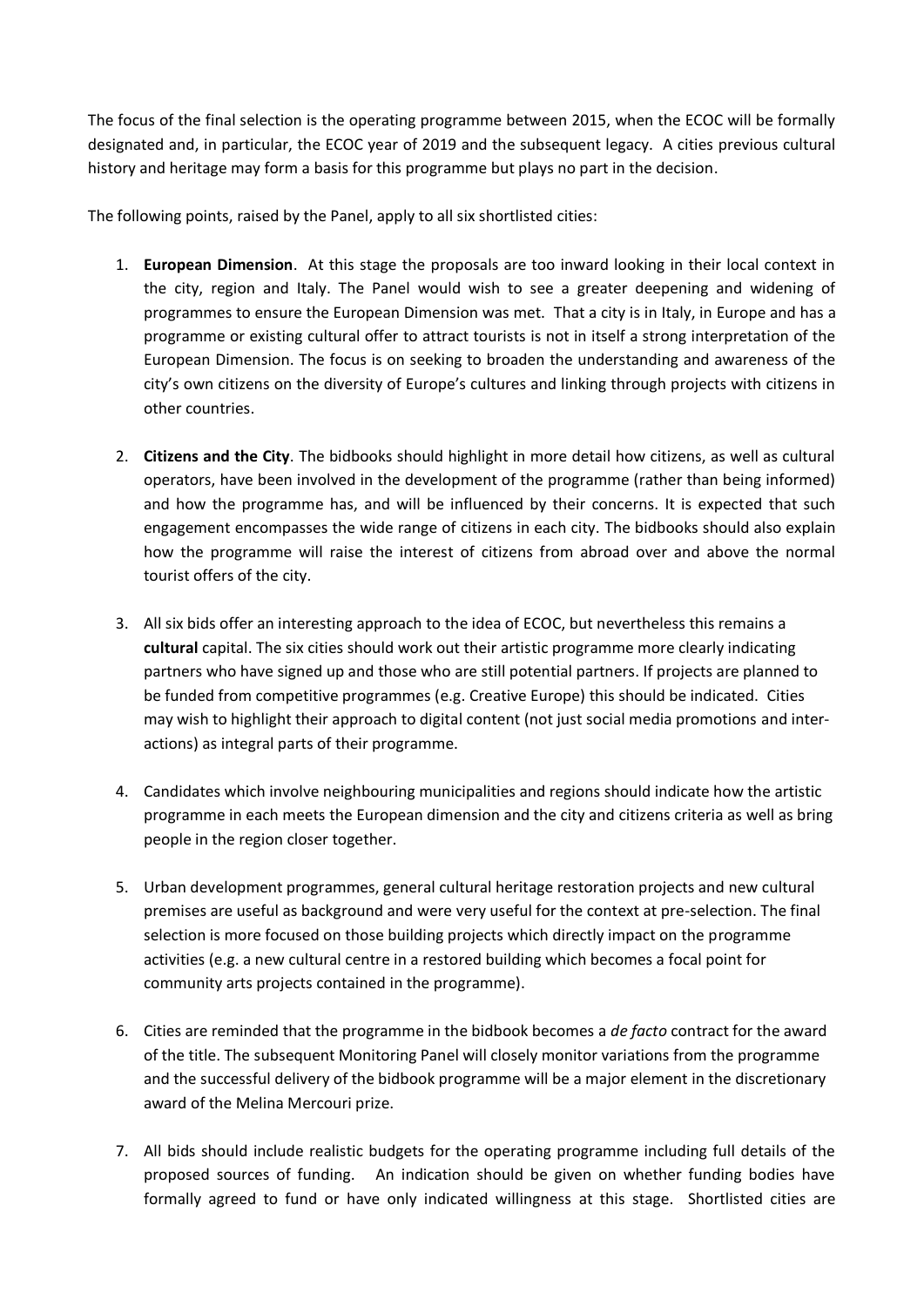The focus of the final selection is the operating programme between 2015, when the ECOC will be formally designated and, in particular, the ECOC year of 2019 and the subsequent legacy. A cities previous cultural history and heritage may form a basis for this programme but plays no part in the decision.

The following points, raised by the Panel, apply to all six shortlisted cities:

1. **European Dimension**. At this stage the proposals are too inward looking in their local context in the city, region and Italy. The Panel would wish to see a greater deepening and widening of programmes to ensure the European Dimension was met. That a city is in Italy, in Europe and has a programme or existing cultural offer to attract tourists is not in itself a strong interpretation of the European Dimension. The focus is on seeking to broaden the understanding and awareness of the city's own citizens on the diversity of Europe's cultures and linking through projects with citizens in other countries.

2. **Citizens and the City**. The bidbooks should highlight in more detail how citizens, as well as cultural operators, have been involved in the development of the programme (rather than being informed) and how the programme has, and will be influenced by their concerns. It is expected that such engagement encompasses the wide range of citizens in each city. The bidbooks should also explain how the programme will raise the interest of citizens from abroad over and above the normal tourist offers of the city.

3. All six bids offer an interesting approach to the idea of ECOC, but nevertheless this remains a **cultural** capital. The six cities should work out their artistic programme more clearly indicating partners who have signed up and those who are still potential partners. If projects are planned to be funded from competitive programmes (e.g. Creative Europe) this should be indicated. Cities may wish to highlight their approach to digital content (not just social media promotions and inter-actions) as integral parts of their programme.

4. Candidates which involve neighbouring municipalities and regions should indicate how the artistic programme in each meets the European dimension and the city and citizens criteria as well as bring people in the region closer together.

5. Urban development programmes, general cultural heritage restoration projects and new cultural premises are useful as background and were very useful for the context at pre-selection. The final selection is more focused on those building projects which directly impact on the programme activities (e.g. a new cultural centre in a restored building which becomes a focal point for community arts projects contained in the programme).

6. Cities are reminded that the programme in the bidbook becomes a *de facto* contract for the award of the title. The subsequent Monitoring Panel will closely monitor variations from the programme and the successful delivery of the bidbook programme will be a major element in the discretionary award of the Melina Mercouri prize.

7. All bids should include realistic budgets for the operating programme including full details of the proposed sources of funding. An indication should be given on whether funding bodies have formally agreed to fund or have only indicated willingness at this stage. Shortlisted cities are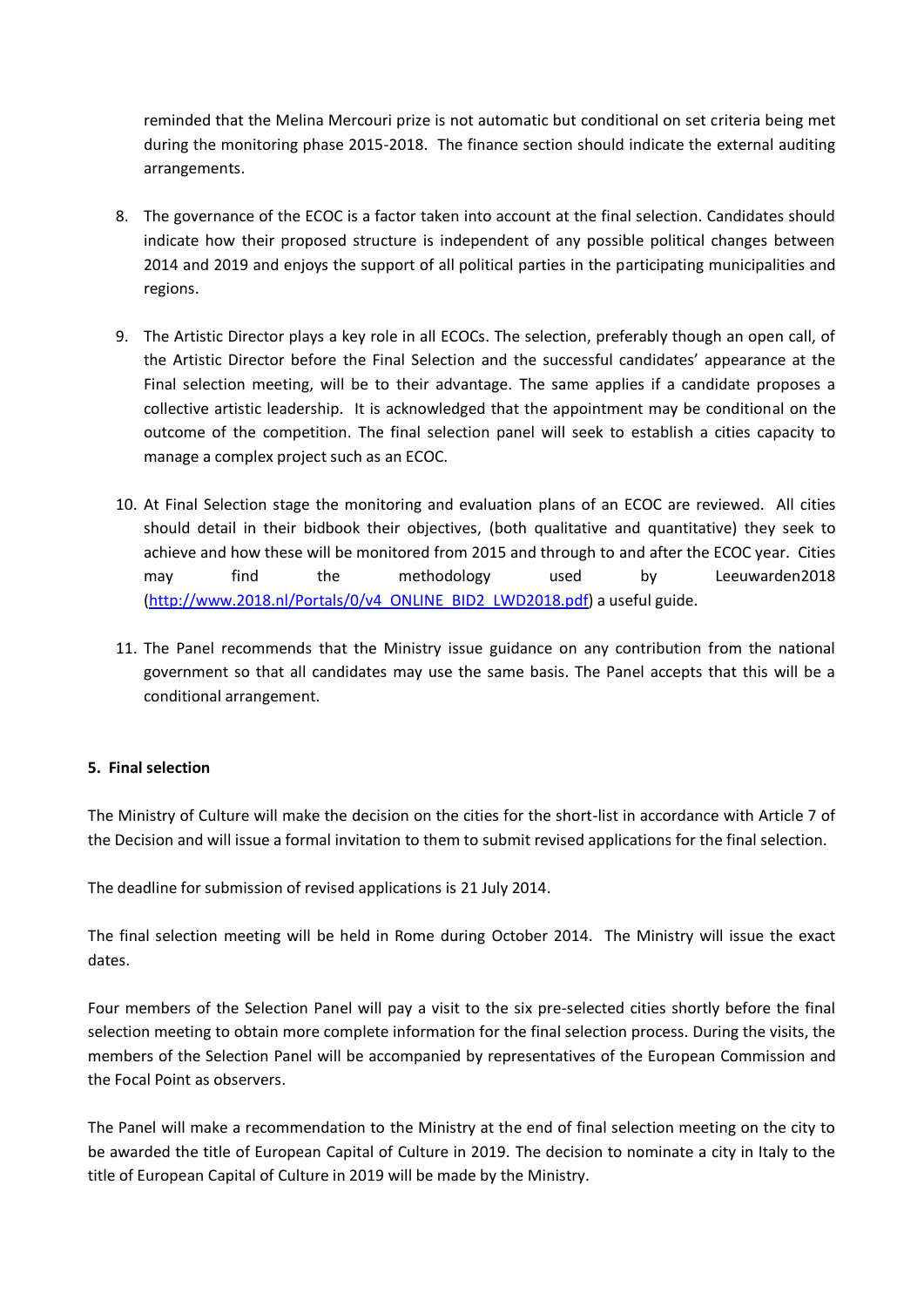reminded that the Melina Mercouri prize is not automatic but conditional on set criteria being met during the monitoring phase 2015-2018. The finance section should indicate the external auditing arrangements.

8. The governance of the ECOC is a factor taken into account at the final selection. Candidates should indicate how their proposed structure is independent of any possible political changes between 2014 and 2019 and enjoys the support of all political parties in the participating municipalities and regions.

9. The Artistic Director plays a key role in all ECOCs. The selection, preferably though an open call, of the Artistic Director before the Final Selection and the successful candidates' appearance at the Final selection meeting, will be to their advantage. The same applies if a candidate proposes a collective artistic leadership. It is acknowledged that the appointment may be conditional on the outcome of the competition. The final selection panel will seek to establish a cities capacity to manage a complex project such as an ECOC.

10. At Final Selection stage the monitoring and evaluation plans of an ECOC are reviewed. All cities should detail in their bidbook their objectives, (both qualitative and quantitative) they seek to achieve and how these will be monitored from 2015 and through to and after the ECOC year. Cities may find the methodology used by Leeuwarden2018 (http://www.2018.nl/Portals/0/v4_ONLINE_BID2_LWD2018.pdf) a useful guide.

11. The Panel recommends that the Ministry issue guidance on any contribution from the national government so that all candidates may use the same basis. The Panel accepts that this will be a conditional arrangement.

## 5. Final selection

The Ministry of Culture will make the decision on the cities for the short-list in accordance with Article 7 of the Decision and will issue a formal invitation to them to submit revised applications for the final selection.

The deadline for submission of revised applications is 21 July 2014.

The final selection meeting will be held in Rome during October 2014. The Ministry will issue the exact dates.

Four members of the Selection Panel will pay a visit to the six pre-selected cities shortly before the final selection meeting to obtain more complete information for the final selection process. During the visits, the members of the Selection Panel will be accompanied by representatives of the European Commission and the Focal Point as observers.

The Panel will make a recommendation to the Ministry at the end of final selection meeting on the city to be awarded the title of European Capital of Culture in 2019. The decision to nominate a city in Italy to the title of European Capital of Culture in 2019 will be made by the Ministry.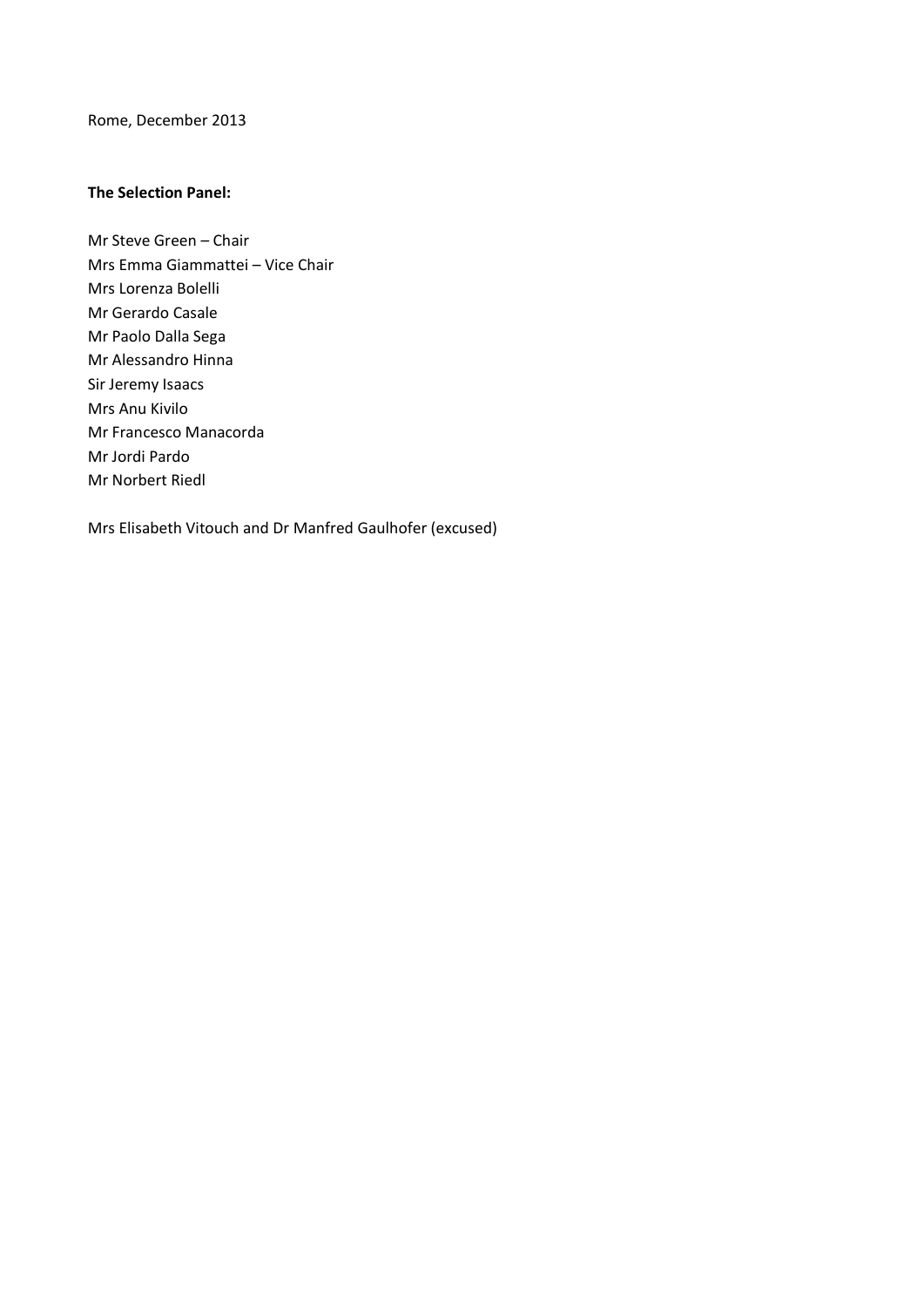Rome, December 2013

**The Selection Panel:**

Mr Steve Green – Chair  
Mrs Emma Giammattei – Vice Chair  
Mrs Lorenza Bolelli  
Mr Gerardo Casale  
Mr Paolo Dalla Sega  
Mr Alessandro Hinna  
Sir Jeremy Isaacs  
Mrs Anu Kivilo  
Mr Francesco Manacorda  
Mr Jordi Pardo  
Mr Norbert Riedl

Mrs Elisabeth Vitouch and Dr Manfred Gaulhofer (excused)